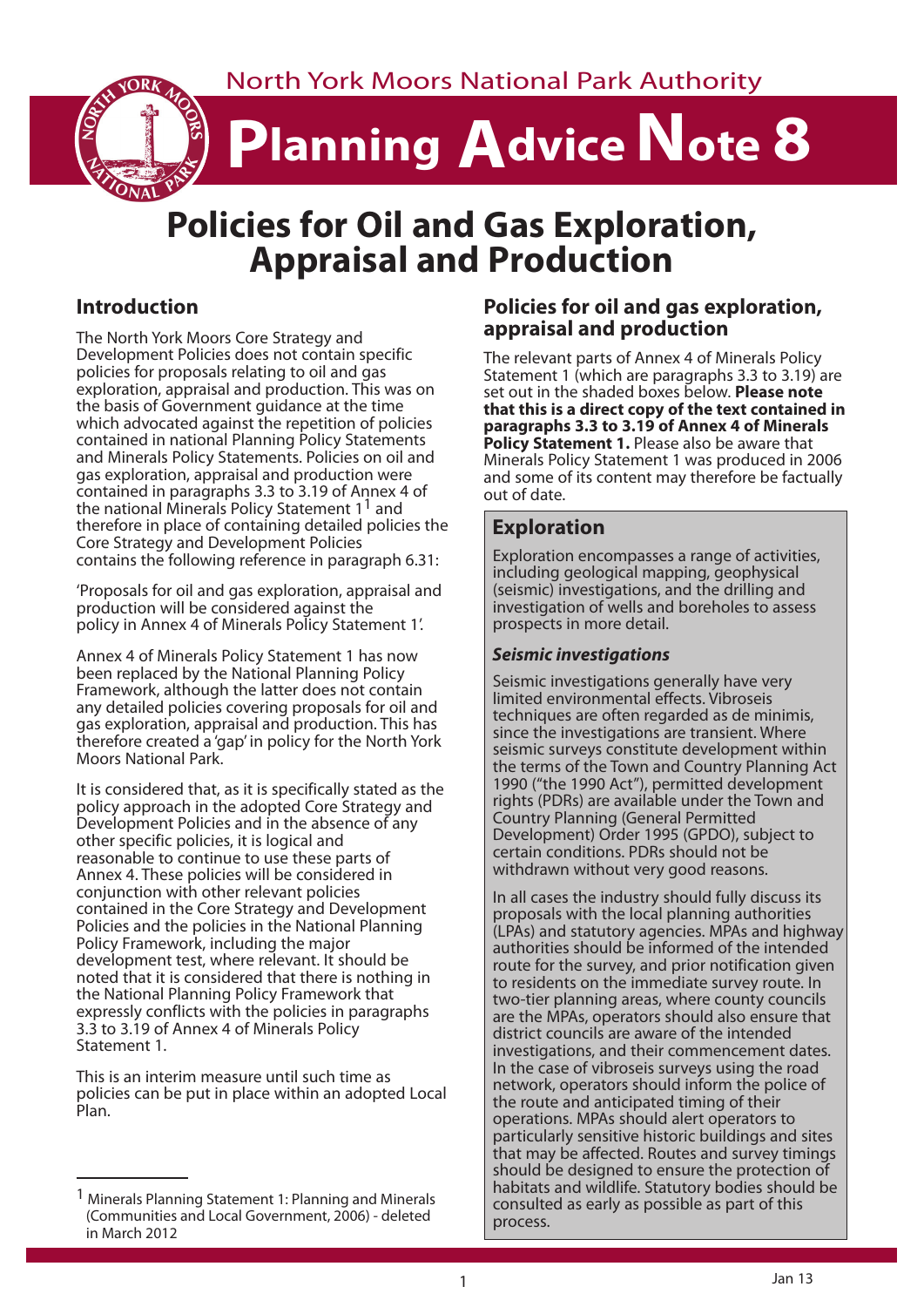North York Moors National Park Authority

# Planning Advice Note 8

# Policies for Oil and Gas Exploration, Appraisal and Production

## Introduction

The North York Moors Core Strategy and Development Policies does not contain specific policies for proposals relating to oil and gas exploration, appraisal and production. This was on the basis of Government guidance at the time which advocated against the repetition of policies contained in national Planning Policy Statements and Minerals Policy Statements. Policies on oil and gas exploration, appraisal and production were contained in paragraphs 3.3 to 3.19 of Annex 4 of the national Minerals Policy Statement 1[1] and therefore in place of containing detailed policies the Core Strategy and Development Policies contains the following reference in paragraph 6.31:

'Proposals for oil and gas exploration, appraisal and production will be considered against the policy in Annex 4 of Minerals Policy Statement 1'.

Annex 4 of Minerals Policy Statement 1 has now been replaced by the National Planning Policy Framework, although the latter does not contain any detailed policies covering proposals for oil and gas exploration, appraisal and production. This has therefore created a 'gap' in policy for the North York Moors National Park.

It is considered that, as it is specifically stated as the policy approach in the adopted Core Strategy and Development Policies and in the absence of any other specific policies, it is logical and reasonable to continue to use these parts of Annex 4. These policies will be considered in conjunction with other relevant policies contained in the Core Strategy and Development Policies and the policies in the National Planning Policy Framework, including the major development test, where relevant. It should be noted that it is considered that there is nothing in the National Planning Policy Framework that expressly conflicts with the policies in paragraphs 3.3 to 3.19 of Annex 4 of Minerals Policy Statement 1.

This is an interim measure until such time as policies can be put in place within an adopted Local Plan.

[1] Minerals Planning Statement 1: Planning and Minerals (Communities and Local Government, 2006) - deleted in March 2012

## Policies for oil and gas exploration, appraisal and production

The relevant parts of Annex 4 of Minerals Policy Statement 1 (which are paragraphs 3.3 to 3.19) are set out in the shaded boxes below. **Please note that this is a direct copy of the text contained in paragraphs 3.3 to 3.19 of Annex 4 of Minerals Policy Statement 1.** Please also be aware that Minerals Policy Statement 1 was produced in 2006 and some of its content may therefore be factually out of date.

## Exploration

Exploration encompasses a range of activities, including geological mapping, geophysical (seismic) investigations, and the drilling and investigation of wells and boreholes to assess prospects in more detail.

### *Seismic investigations*

Seismic investigations generally have very limited environmental effects. Vibroseis techniques are often regarded as de minimis, since the investigations are transient. Where seismic surveys constitute development within the terms of the Town and Country Planning Act 1990 ("the 1990 Act"), permitted development rights (PDRs) are available under the Town and Country Planning (General Permitted Development) Order 1995 (GPDO), subject to certain conditions. PDRs should not be withdrawn without very good reasons.

In all cases the industry should fully discuss its proposals with the local planning authorities (LPAs) and statutory agencies. MPAs and highway authorities should be informed of the intended route for the survey, and prior notification given to residents on the immediate survey route. In two-tier planning areas, where county councils are the MPAs, operators should also ensure that district councils are aware of the intended investigations, and their commencement dates. In the case of vibroseis surveys using the road network, operators should inform the police of the route and anticipated timing of their operations. MPAs should alert operators to particularly sensitive historic buildings and sites that may be affected. Routes and survey timings should be designed to ensure the protection of habitats and wildlife. Statutory bodies should be consulted as early as possible as part of this process.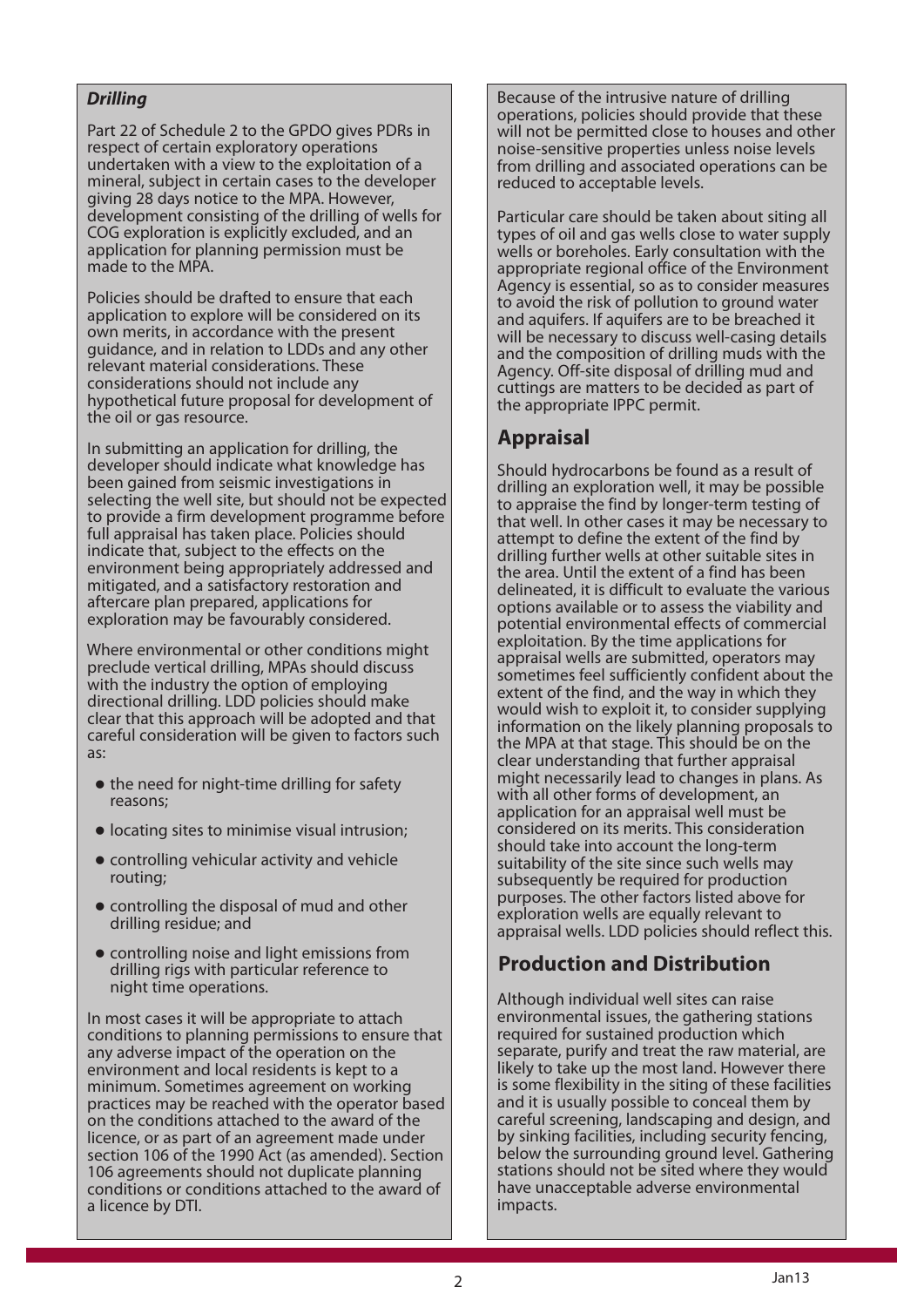### *Drilling*

Part 22 of Schedule 2 to the GPDO gives PDRs in respect of certain exploratory operations undertaken with a view to the exploitation of a mineral, subject in certain cases to the developer giving 28 days notice to the MPA. However, development consisting of the drilling of wells for COG exploration is explicitly excluded, and an application for planning permission must be made to the MPA.

Policies should be drafted to ensure that each application to explore will be considered on its own merits, in accordance with the present guidance, and in relation to LDDs and any other relevant material considerations. These considerations should not include any hypothetical future proposal for development of the oil or gas resource.

In submitting an application for drilling, the developer should indicate what knowledge has been gained from seismic investigations in selecting the well site, but should not be expected to provide a firm development programme before full appraisal has taken place. Policies should indicate that, subject to the effects on the environment being appropriately addressed and mitigated, and a satisfactory restoration and aftercare plan prepared, applications for exploration may be favourably considered.

Where environmental or other conditions might preclude vertical drilling, MPAs should discuss with the industry the option of employing directional drilling. LDD policies should make clear that this approach will be adopted and that careful consideration will be given to factors such as:

- the need for night-time drilling for safety reasons;
- locating sites to minimise visual intrusion;
- controlling vehicular activity and vehicle routing;
- controlling the disposal of mud and other drilling residue; and
- controlling noise and light emissions from drilling rigs with particular reference to night time operations.

In most cases it will be appropriate to attach conditions to planning permissions to ensure that any adverse impact of the operation on the environment and local residents is kept to a minimum. Sometimes agreement on working practices may be reached with the operator based on the conditions attached to the award of the licence, or as part of an agreement made under section 106 of the 1990 Act (as amended). Section 106 agreements should not duplicate planning conditions or conditions attached to the award of a licence by DTI.

Because of the intrusive nature of drilling operations, policies should provide that these will not be permitted close to houses and other noise-sensitive properties unless noise levels from drilling and associated operations can be reduced to acceptable levels.

Particular care should be taken about siting all types of oil and gas wells close to water supply wells or boreholes. Early consultation with the appropriate regional office of the Environment Agency is essential, so as to consider measures to avoid the risk of pollution to ground water and aquifers. If aquifers are to be breached it will be necessary to discuss well-casing details and the composition of drilling muds with the Agency. Off-site disposal of drilling mud and cuttings are matters to be decided as part of the appropriate IPPC permit.

## Appraisal

Should hydrocarbons be found as a result of drilling an exploration well, it may be possible to appraise the find by longer-term testing of that well. In other cases it may be necessary to attempt to define the extent of the find by drilling further wells at other suitable sites in the area. Until the extent of a find has been delineated, it is difficult to evaluate the various options available or to assess the viability and potential environmental effects of commercial exploitation. By the time applications for appraisal wells are submitted, operators may sometimes feel sufficiently confident about the extent of the find, and the way in which they would wish to exploit it, to consider supplying information on the likely planning proposals to the MPA at that stage. This should be on the clear understanding that further appraisal might necessarily lead to changes in plans. As with all other forms of development, an application for an appraisal well must be considered on its merits. This consideration should take into account the long-term suitability of the site since such wells may subsequently be required for production purposes. The other factors listed above for exploration wells are equally relevant to appraisal wells. LDD policies should reflect this.

## Production and Distribution

Although individual well sites can raise environmental issues, the gathering stations required for sustained production which separate, purify and treat the raw material, are likely to take up the most land. However there is some flexibility in the siting of these facilities and it is usually possible to conceal them by careful screening, landscaping and design, and by sinking facilities, including security fencing, below the surrounding ground level. Gathering stations should not be sited where they would have unacceptable adverse environmental impacts.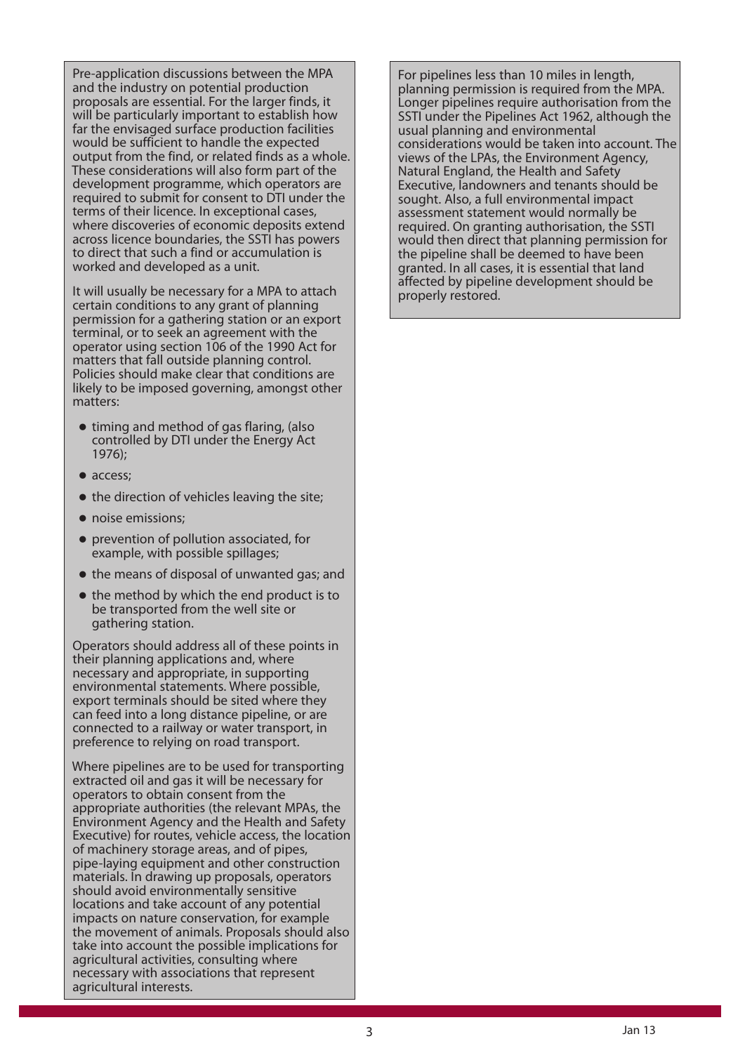Pre-application discussions between the MPA and the industry on potential production proposals are essential. For the larger finds, it will be particularly important to establish how far the envisaged surface production facilities would be sufficient to handle the expected output from the find, or related finds as a whole. These considerations will also form part of the development programme, which operators are required to submit for consent to DTI under the terms of their licence. In exceptional cases, where discoveries of economic deposits extend across licence boundaries, the SSTI has powers to direct that such a find or accumulation is worked and developed as a unit.

It will usually be necessary for a MPA to attach certain conditions to any grant of planning permission for a gathering station or an export terminal, or to seek an agreement with the operator using section 106 of the 1990 Act for matters that fall outside planning control. Policies should make clear that conditions are likely to be imposed governing, amongst other matters:

- timing and method of gas flaring, (also controlled by DTI under the Energy Act 1976);
- access;
- the direction of vehicles leaving the site;
- noise emissions;
- prevention of pollution associated, for example, with possible spillages;
- the means of disposal of unwanted gas; and
- the method by which the end product is to be transported from the well site or gathering station.

Operators should address all of these points in their planning applications and, where necessary and appropriate, in supporting environmental statements. Where possible, export terminals should be sited where they can feed into a long distance pipeline, or are connected to a railway or water transport, in preference to relying on road transport.

Where pipelines are to be used for transporting extracted oil and gas it will be necessary for operators to obtain consent from the appropriate authorities (the relevant MPAs, the Environment Agency and the Health and Safety Executive) for routes, vehicle access, the location of machinery storage areas, and of pipes, pipe-laying equipment and other construction materials. In drawing up proposals, operators should avoid environmentally sensitive locations and take account of any potential impacts on nature conservation, for example the movement of animals. Proposals should also take into account the possible implications for agricultural activities, consulting where necessary with associations that represent agricultural interests.

For pipelines less than 10 miles in length, planning permission is required from the MPA. Longer pipelines require authorisation from the SSTI under the Pipelines Act 1962, although the usual planning and environmental considerations would be taken into account. The views of the LPAs, the Environment Agency, Natural England, the Health and Safety Executive, landowners and tenants should be sought. Also, a full environmental impact assessment statement would normally be required. On granting authorisation, the SSTI would then direct that planning permission for the pipeline shall be deemed to have been granted. In all cases, it is essential that land affected by pipeline development should be properly restored.